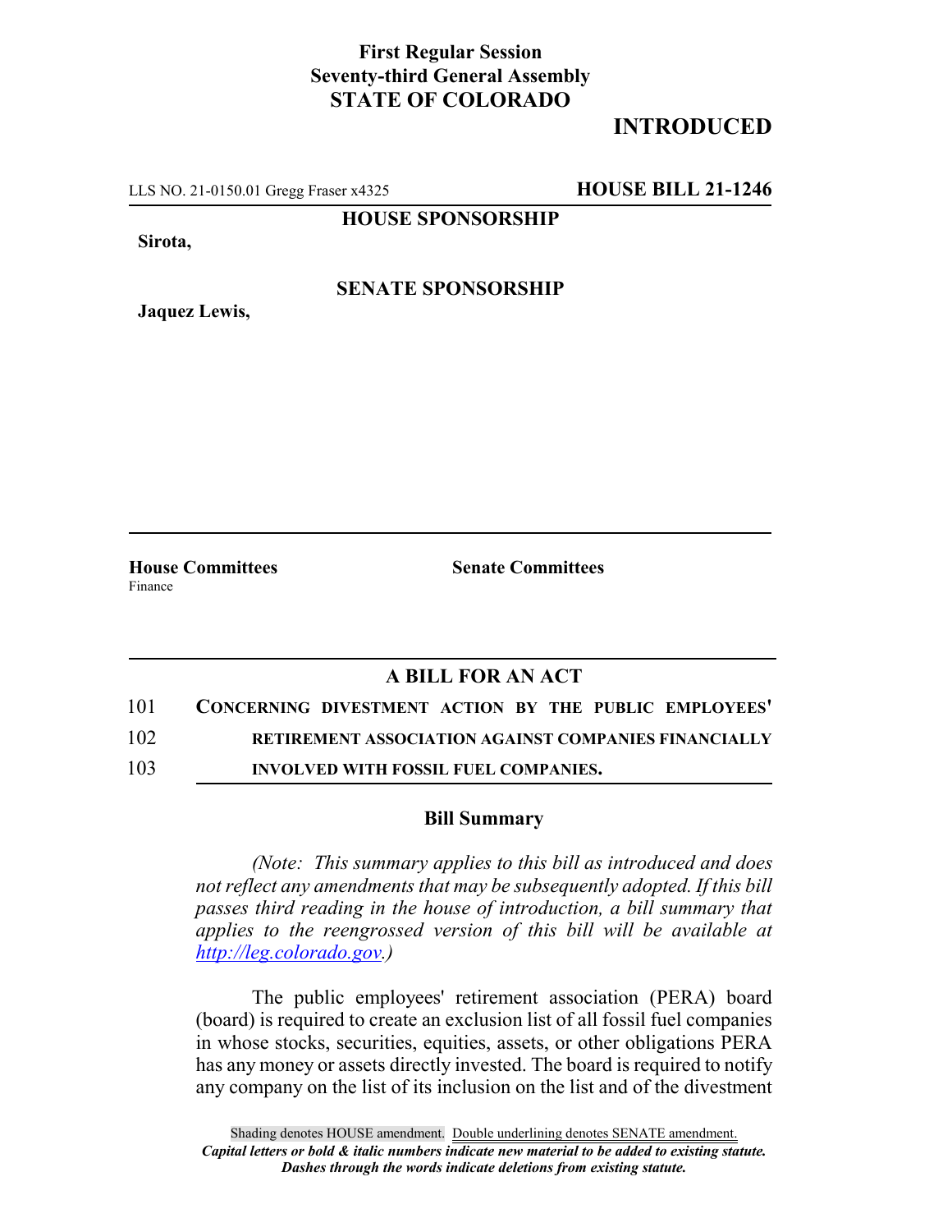**First Regular Session**
**Seventy-third General Assembly**
**STATE OF COLORADO**

# INTRODUCED

LLS NO. 21-0150.01 Gregg Fraser x4325 **HOUSE BILL 21-1246**

**HOUSE SPONSORSHIP**

**Sirota,**

**SENATE SPONSORSHIP**

**Jaquez Lewis,**

**House Committees**
Finance

**Senate Committees**

## A BILL FOR AN ACT

101 **CONCERNING DIVESTMENT ACTION BY THE PUBLIC EMPLOYEES'**
102 **RETIREMENT ASSOCIATION AGAINST COMPANIES FINANCIALLY**
103 **INVOLVED WITH FOSSIL FUEL COMPANIES.**

### Bill Summary

*(Note: This summary applies to this bill as introduced and does not reflect any amendments that may be subsequently adopted. If this bill passes third reading in the house of introduction, a bill summary that applies to the reengrossed version of this bill will be available at http://leg.colorado.gov.)*

The public employees' retirement association (PERA) board (board) is required to create an exclusion list of all fossil fuel companies in whose stocks, securities, equities, assets, or other obligations PERA has any money or assets directly invested. The board is required to notify any company on the list of its inclusion on the list and of the divestment

Shading denotes HOUSE amendment. Double underlining denotes SENATE amendment.
*Capital letters or bold & italic numbers indicate new material to be added to existing statute.*
*Dashes through the words indicate deletions from existing statute.*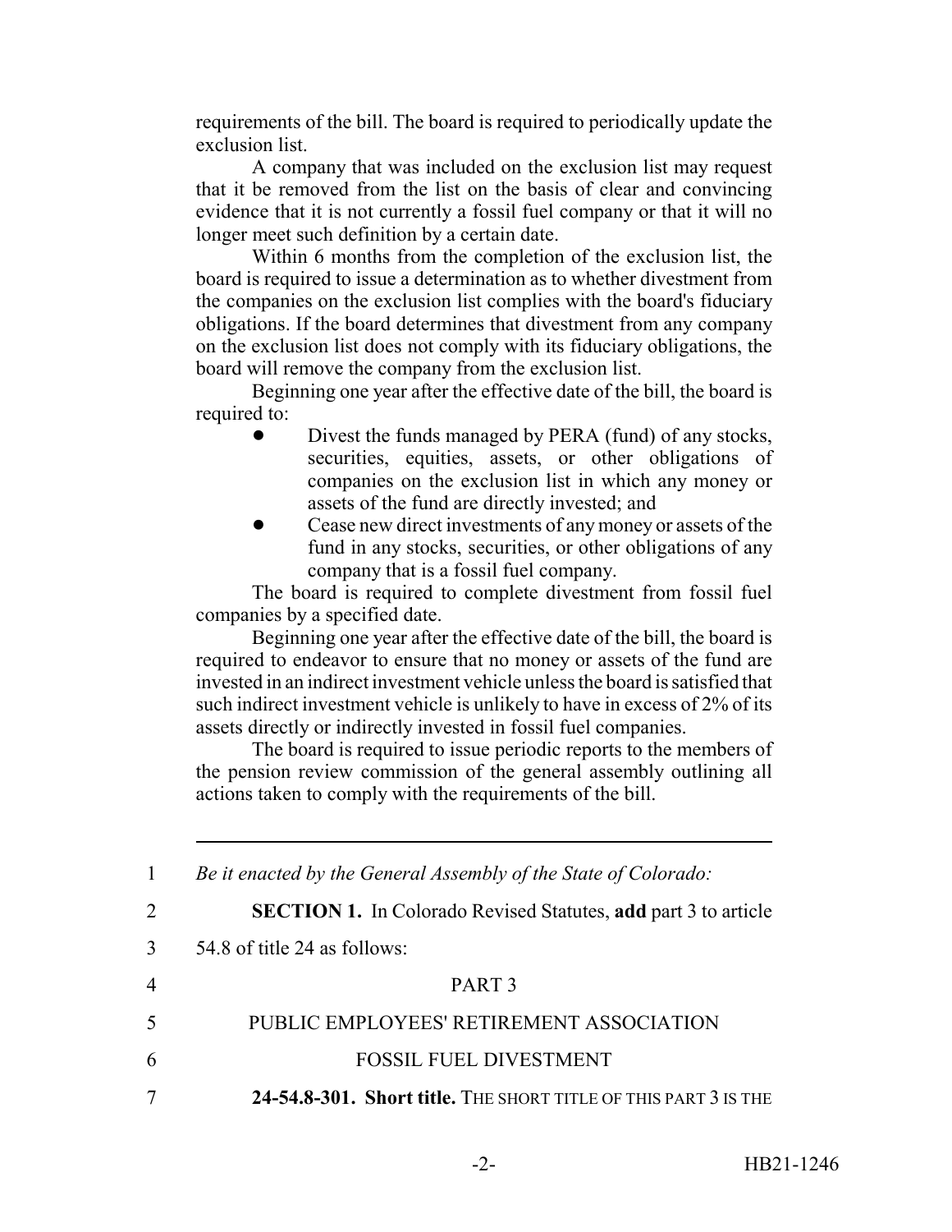requirements of the bill. The board is required to periodically update the exclusion list.

A company that was included on the exclusion list may request that it be removed from the list on the basis of clear and convincing evidence that it is not currently a fossil fuel company or that it will no longer meet such definition by a certain date.

Within 6 months from the completion of the exclusion list, the board is required to issue a determination as to whether divestment from the companies on the exclusion list complies with the board's fiduciary obligations. If the board determines that divestment from any company on the exclusion list does not comply with its fiduciary obligations, the board will remove the company from the exclusion list.

Beginning one year after the effective date of the bill, the board is required to:

- Divest the funds managed by PERA (fund) of any stocks, securities, equities, assets, or other obligations of companies on the exclusion list in which any money or assets of the fund are directly invested; and
- Cease new direct investments of any money or assets of the fund in any stocks, securities, or other obligations of any company that is a fossil fuel company.

The board is required to complete divestment from fossil fuel companies by a specified date.

Beginning one year after the effective date of the bill, the board is required to endeavor to ensure that no money or assets of the fund are invested in an indirect investment vehicle unless the board is satisfied that such indirect investment vehicle is unlikely to have in excess of 2% of its assets directly or indirectly invested in fossil fuel companies.

The board is required to issue periodic reports to the members of the pension review commission of the general assembly outlining all actions taken to comply with the requirements of the bill.

---

1 *Be it enacted by the General Assembly of the State of Colorado:*

2 **SECTION 1.** In Colorado Revised Statutes, **add** part 3 to article

3 54.8 of title 24 as follows:

4 PART 3

5 PUBLIC EMPLOYEES' RETIREMENT ASSOCIATION

6 FOSSIL FUEL DIVESTMENT

7 **24-54.8-301. Short title.** THE SHORT TITLE OF THIS PART 3 IS THE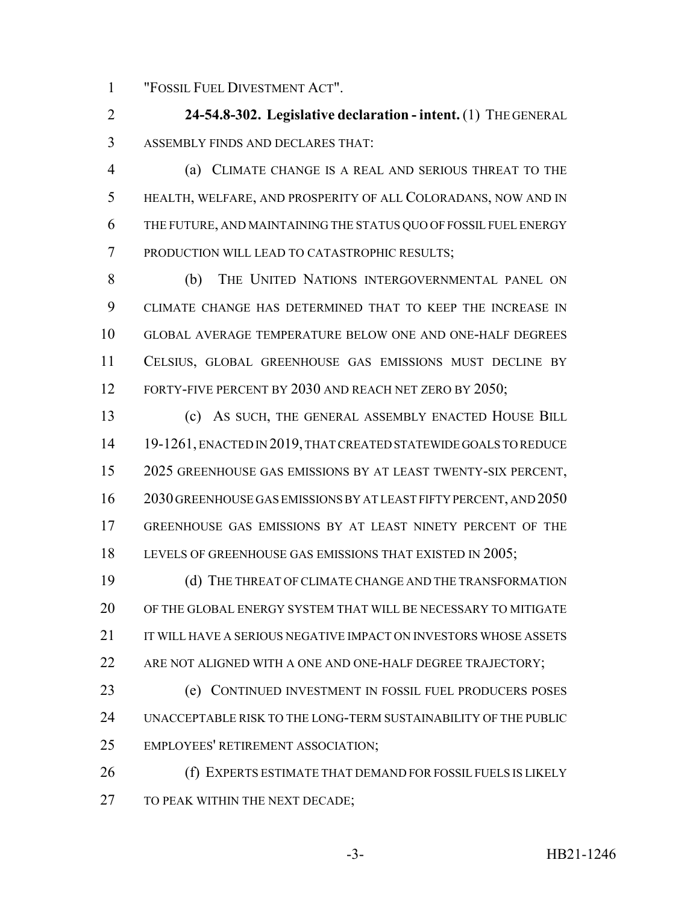"FOSSIL FUEL DIVESTMENT ACT".

**24-54.8-302. Legislative declaration - intent.** (1) THE GENERAL ASSEMBLY FINDS AND DECLARES THAT:

(a) CLIMATE CHANGE IS A REAL AND SERIOUS THREAT TO THE HEALTH, WELFARE, AND PROSPERITY OF ALL COLORADANS, NOW AND IN THE FUTURE, AND MAINTAINING THE STATUS QUO OF FOSSIL FUEL ENERGY PRODUCTION WILL LEAD TO CATASTROPHIC RESULTS;

(b) THE UNITED NATIONS INTERGOVERNMENTAL PANEL ON CLIMATE CHANGE HAS DETERMINED THAT TO KEEP THE INCREASE IN GLOBAL AVERAGE TEMPERATURE BELOW ONE AND ONE-HALF DEGREES CELSIUS, GLOBAL GREENHOUSE GAS EMISSIONS MUST DECLINE BY FORTY-FIVE PERCENT BY 2030 AND REACH NET ZERO BY 2050;

(c) AS SUCH, THE GENERAL ASSEMBLY ENACTED HOUSE BILL 19-1261, ENACTED IN 2019, THAT CREATED STATEWIDE GOALS TO REDUCE 2025 GREENHOUSE GAS EMISSIONS BY AT LEAST TWENTY-SIX PERCENT, 2030 GREENHOUSE GAS EMISSIONS BY AT LEAST FIFTY PERCENT, AND 2050 GREENHOUSE GAS EMISSIONS BY AT LEAST NINETY PERCENT OF THE LEVELS OF GREENHOUSE GAS EMISSIONS THAT EXISTED IN 2005;

(d) THE THREAT OF CLIMATE CHANGE AND THE TRANSFORMATION OF THE GLOBAL ENERGY SYSTEM THAT WILL BE NECESSARY TO MITIGATE IT WILL HAVE A SERIOUS NEGATIVE IMPACT ON INVESTORS WHOSE ASSETS ARE NOT ALIGNED WITH A ONE AND ONE-HALF DEGREE TRAJECTORY;

(e) CONTINUED INVESTMENT IN FOSSIL FUEL PRODUCERS POSES UNACCEPTABLE RISK TO THE LONG-TERM SUSTAINABILITY OF THE PUBLIC EMPLOYEES' RETIREMENT ASSOCIATION;

(f) EXPERTS ESTIMATE THAT DEMAND FOR FOSSIL FUELS IS LIKELY TO PEAK WITHIN THE NEXT DECADE;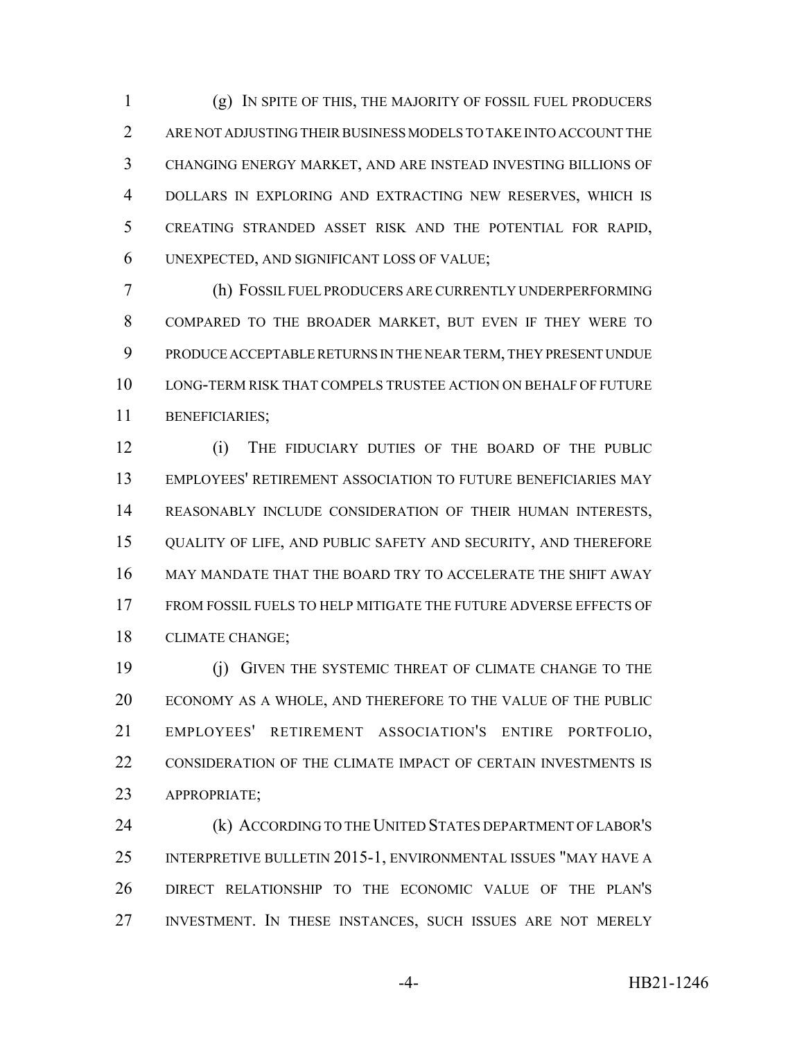(g) IN SPITE OF THIS, THE MAJORITY OF FOSSIL FUEL PRODUCERS ARE NOT ADJUSTING THEIR BUSINESS MODELS TO TAKE INTO ACCOUNT THE CHANGING ENERGY MARKET, AND ARE INSTEAD INVESTING BILLIONS OF DOLLARS IN EXPLORING AND EXTRACTING NEW RESERVES, WHICH IS CREATING STRANDED ASSET RISK AND THE POTENTIAL FOR RAPID, UNEXPECTED, AND SIGNIFICANT LOSS OF VALUE;

(h) FOSSIL FUEL PRODUCERS ARE CURRENTLY UNDERPERFORMING COMPARED TO THE BROADER MARKET, BUT EVEN IF THEY WERE TO PRODUCE ACCEPTABLE RETURNS IN THE NEAR TERM, THEY PRESENT UNDUE LONG-TERM RISK THAT COMPELS TRUSTEE ACTION ON BEHALF OF FUTURE BENEFICIARIES;

(i) THE FIDUCIARY DUTIES OF THE BOARD OF THE PUBLIC EMPLOYEES' RETIREMENT ASSOCIATION TO FUTURE BENEFICIARIES MAY REASONABLY INCLUDE CONSIDERATION OF THEIR HUMAN INTERESTS, QUALITY OF LIFE, AND PUBLIC SAFETY AND SECURITY, AND THEREFORE MAY MANDATE THAT THE BOARD TRY TO ACCELERATE THE SHIFT AWAY FROM FOSSIL FUELS TO HELP MITIGATE THE FUTURE ADVERSE EFFECTS OF CLIMATE CHANGE;

(j) GIVEN THE SYSTEMIC THREAT OF CLIMATE CHANGE TO THE ECONOMY AS A WHOLE, AND THEREFORE TO THE VALUE OF THE PUBLIC EMPLOYEES' RETIREMENT ASSOCIATION'S ENTIRE PORTFOLIO, CONSIDERATION OF THE CLIMATE IMPACT OF CERTAIN INVESTMENTS IS APPROPRIATE;

(k) ACCORDING TO THE UNITED STATES DEPARTMENT OF LABOR'S INTERPRETIVE BULLETIN 2015-1, ENVIRONMENTAL ISSUES "MAY HAVE A DIRECT RELATIONSHIP TO THE ECONOMIC VALUE OF THE PLAN'S INVESTMENT. IN THESE INSTANCES, SUCH ISSUES ARE NOT MERELY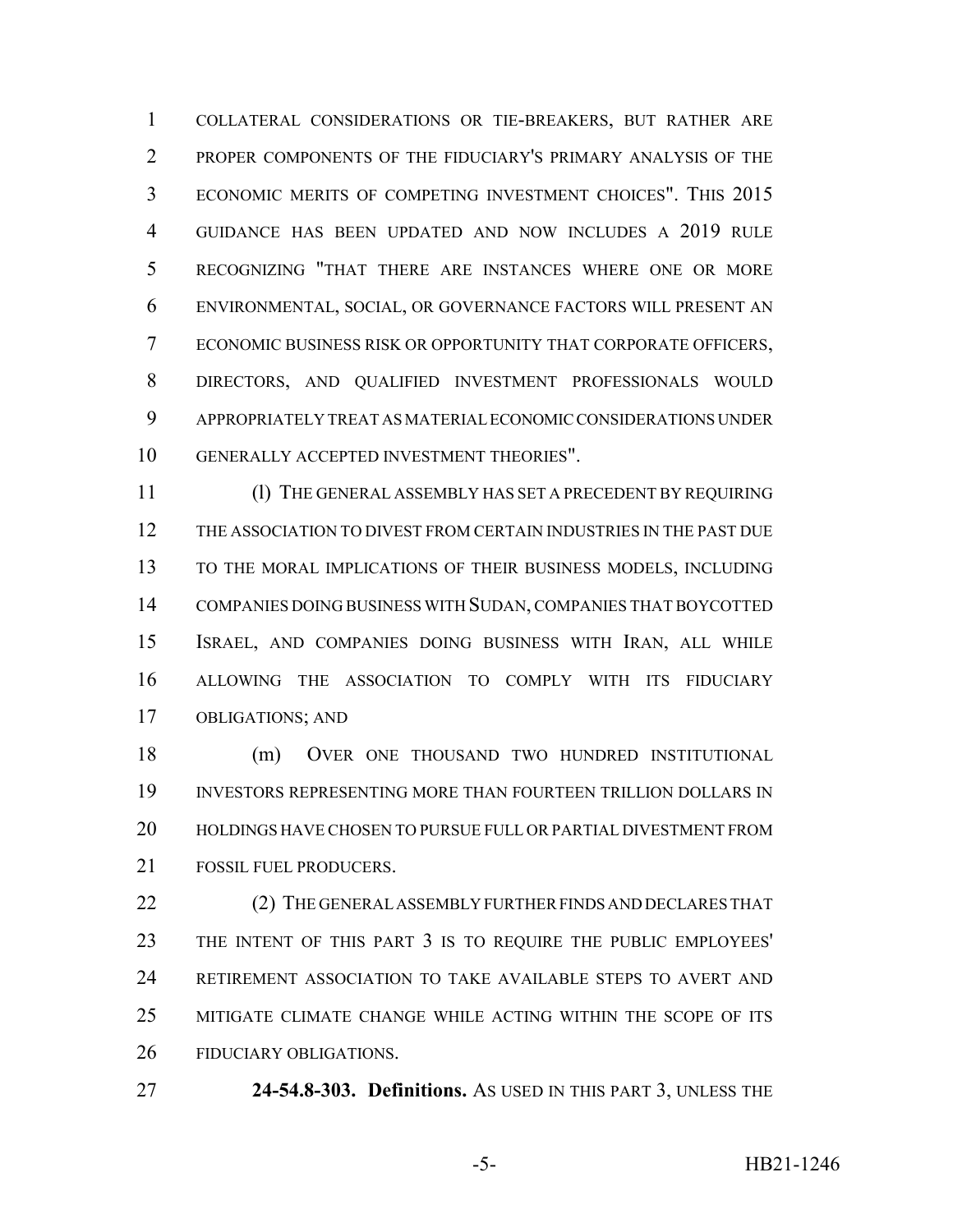COLLATERAL CONSIDERATIONS OR TIE-BREAKERS, BUT RATHER ARE PROPER COMPONENTS OF THE FIDUCIARY'S PRIMARY ANALYSIS OF THE ECONOMIC MERITS OF COMPETING INVESTMENT CHOICES". THIS 2015 GUIDANCE HAS BEEN UPDATED AND NOW INCLUDES A 2019 RULE RECOGNIZING "THAT THERE ARE INSTANCES WHERE ONE OR MORE ENVIRONMENTAL, SOCIAL, OR GOVERNANCE FACTORS WILL PRESENT AN ECONOMIC BUSINESS RISK OR OPPORTUNITY THAT CORPORATE OFFICERS, DIRECTORS, AND QUALIFIED INVESTMENT PROFESSIONALS WOULD APPROPRIATELY TREAT AS MATERIAL ECONOMIC CONSIDERATIONS UNDER GENERALLY ACCEPTED INVESTMENT THEORIES".

(l) THE GENERAL ASSEMBLY HAS SET A PRECEDENT BY REQUIRING THE ASSOCIATION TO DIVEST FROM CERTAIN INDUSTRIES IN THE PAST DUE TO THE MORAL IMPLICATIONS OF THEIR BUSINESS MODELS, INCLUDING COMPANIES DOING BUSINESS WITH SUDAN, COMPANIES THAT BOYCOTTED ISRAEL, AND COMPANIES DOING BUSINESS WITH IRAN, ALL WHILE ALLOWING THE ASSOCIATION TO COMPLY WITH ITS FIDUCIARY OBLIGATIONS; AND

(m) OVER ONE THOUSAND TWO HUNDRED INSTITUTIONAL INVESTORS REPRESENTING MORE THAN FOURTEEN TRILLION DOLLARS IN HOLDINGS HAVE CHOSEN TO PURSUE FULL OR PARTIAL DIVESTMENT FROM FOSSIL FUEL PRODUCERS.

(2) THE GENERAL ASSEMBLY FURTHER FINDS AND DECLARES THAT THE INTENT OF THIS PART 3 IS TO REQUIRE THE PUBLIC EMPLOYEES' RETIREMENT ASSOCIATION TO TAKE AVAILABLE STEPS TO AVERT AND MITIGATE CLIMATE CHANGE WHILE ACTING WITHIN THE SCOPE OF ITS FIDUCIARY OBLIGATIONS.

**24-54.8-303. Definitions.** AS USED IN THIS PART 3, UNLESS THE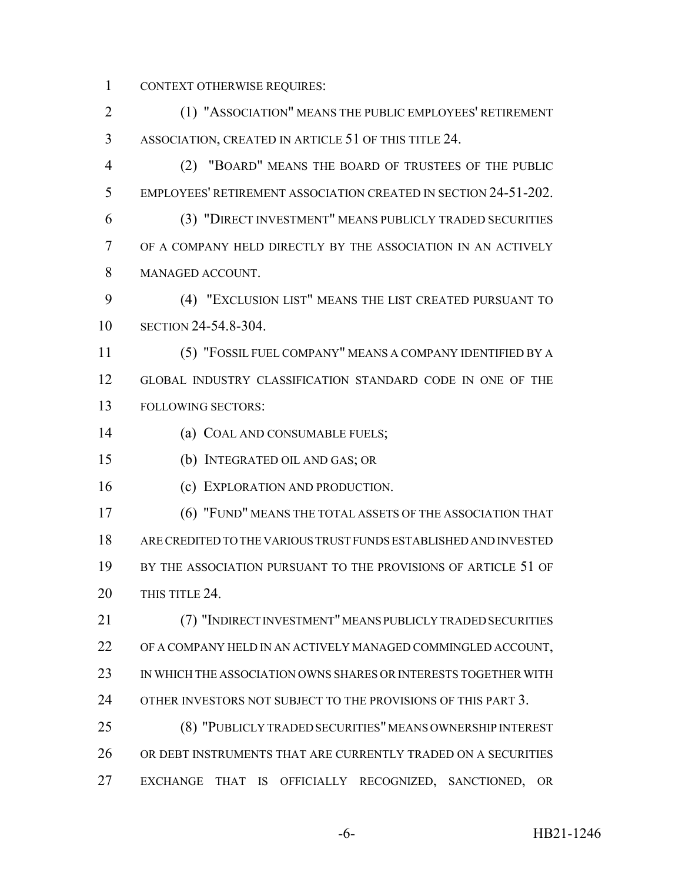CONTEXT OTHERWISE REQUIRES:

(1) "ASSOCIATION" MEANS THE PUBLIC EMPLOYEES' RETIREMENT ASSOCIATION, CREATED IN ARTICLE 51 OF THIS TITLE 24.

(2) "BOARD" MEANS THE BOARD OF TRUSTEES OF THE PUBLIC EMPLOYEES' RETIREMENT ASSOCIATION CREATED IN SECTION 24-51-202.

(3) "DIRECT INVESTMENT" MEANS PUBLICLY TRADED SECURITIES OF A COMPANY HELD DIRECTLY BY THE ASSOCIATION IN AN ACTIVELY MANAGED ACCOUNT.

(4) "EXCLUSION LIST" MEANS THE LIST CREATED PURSUANT TO SECTION 24-54.8-304.

(5) "FOSSIL FUEL COMPANY" MEANS A COMPANY IDENTIFIED BY A GLOBAL INDUSTRY CLASSIFICATION STANDARD CODE IN ONE OF THE FOLLOWING SECTORS:

(a) COAL AND CONSUMABLE FUELS;

(b) INTEGRATED OIL AND GAS; OR

(c) EXPLORATION AND PRODUCTION.

(6) "FUND" MEANS THE TOTAL ASSETS OF THE ASSOCIATION THAT ARE CREDITED TO THE VARIOUS TRUST FUNDS ESTABLISHED AND INVESTED BY THE ASSOCIATION PURSUANT TO THE PROVISIONS OF ARTICLE 51 OF THIS TITLE 24.

(7) "INDIRECT INVESTMENT" MEANS PUBLICLY TRADED SECURITIES OF A COMPANY HELD IN AN ACTIVELY MANAGED COMMINGLED ACCOUNT, IN WHICH THE ASSOCIATION OWNS SHARES OR INTERESTS TOGETHER WITH OTHER INVESTORS NOT SUBJECT TO THE PROVISIONS OF THIS PART 3.

(8) "PUBLICLY TRADED SECURITIES" MEANS OWNERSHIP INTEREST OR DEBT INSTRUMENTS THAT ARE CURRENTLY TRADED ON A SECURITIES EXCHANGE THAT IS OFFICIALLY RECOGNIZED, SANCTIONED, OR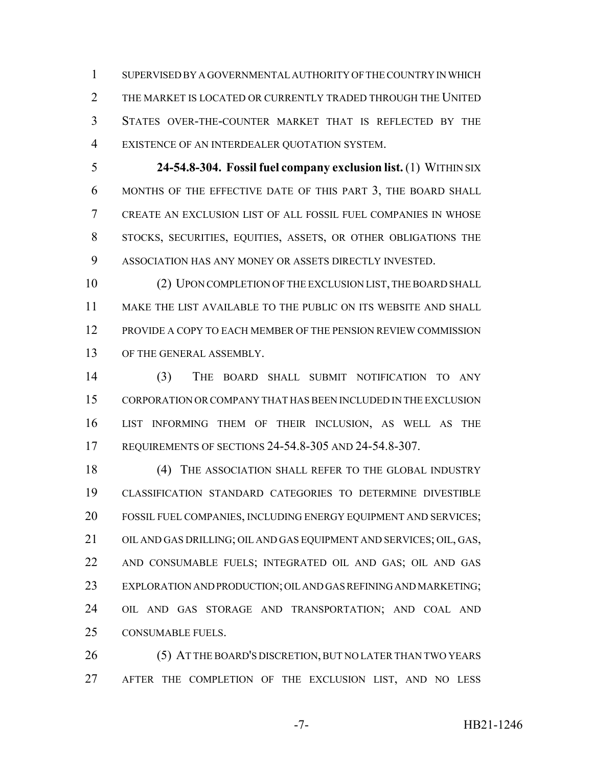SUPERVISED BY A GOVERNMENTAL AUTHORITY OF THE COUNTRY IN WHICH THE MARKET IS LOCATED OR CURRENTLY TRADED THROUGH THE UNITED STATES OVER-THE-COUNTER MARKET THAT IS REFLECTED BY THE EXISTENCE OF AN INTERDEALER QUOTATION SYSTEM.

**24-54.8-304. Fossil fuel company exclusion list.** (1) WITHIN SIX MONTHS OF THE EFFECTIVE DATE OF THIS PART 3, THE BOARD SHALL CREATE AN EXCLUSION LIST OF ALL FOSSIL FUEL COMPANIES IN WHOSE STOCKS, SECURITIES, EQUITIES, ASSETS, OR OTHER OBLIGATIONS THE ASSOCIATION HAS ANY MONEY OR ASSETS DIRECTLY INVESTED.

(2) UPON COMPLETION OF THE EXCLUSION LIST, THE BOARD SHALL MAKE THE LIST AVAILABLE TO THE PUBLIC ON ITS WEBSITE AND SHALL PROVIDE A COPY TO EACH MEMBER OF THE PENSION REVIEW COMMISSION OF THE GENERAL ASSEMBLY.

(3) THE BOARD SHALL SUBMIT NOTIFICATION TO ANY CORPORATION OR COMPANY THAT HAS BEEN INCLUDED IN THE EXCLUSION LIST INFORMING THEM OF THEIR INCLUSION, AS WELL AS THE REQUIREMENTS OF SECTIONS 24-54.8-305 AND 24-54.8-307.

(4) THE ASSOCIATION SHALL REFER TO THE GLOBAL INDUSTRY CLASSIFICATION STANDARD CATEGORIES TO DETERMINE DIVESTIBLE FOSSIL FUEL COMPANIES, INCLUDING ENERGY EQUIPMENT AND SERVICES; OIL AND GAS DRILLING; OIL AND GAS EQUIPMENT AND SERVICES; OIL, GAS, AND CONSUMABLE FUELS; INTEGRATED OIL AND GAS; OIL AND GAS EXPLORATION AND PRODUCTION; OIL AND GAS REFINING AND MARKETING; OIL AND GAS STORAGE AND TRANSPORTATION; AND COAL AND CONSUMABLE FUELS.

(5) AT THE BOARD'S DISCRETION, BUT NO LATER THAN TWO YEARS AFTER THE COMPLETION OF THE EXCLUSION LIST, AND NO LESS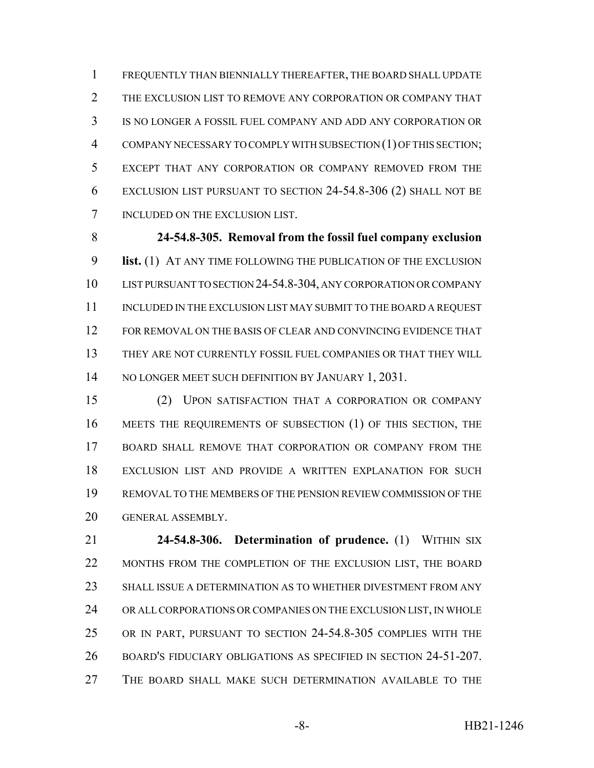FREQUENTLY THAN BIENNIALLY THEREAFTER, THE BOARD SHALL UPDATE THE EXCLUSION LIST TO REMOVE ANY CORPORATION OR COMPANY THAT IS NO LONGER A FOSSIL FUEL COMPANY AND ADD ANY CORPORATION OR COMPANY NECESSARY TO COMPLY WITH SUBSECTION (1) OF THIS SECTION; EXCEPT THAT ANY CORPORATION OR COMPANY REMOVED FROM THE EXCLUSION LIST PURSUANT TO SECTION 24-54.8-306 (2) SHALL NOT BE INCLUDED ON THE EXCLUSION LIST.

**24-54.8-305. Removal from the fossil fuel company exclusion list.** (1) AT ANY TIME FOLLOWING THE PUBLICATION OF THE EXCLUSION LIST PURSUANT TO SECTION 24-54.8-304, ANY CORPORATION OR COMPANY INCLUDED IN THE EXCLUSION LIST MAY SUBMIT TO THE BOARD A REQUEST FOR REMOVAL ON THE BASIS OF CLEAR AND CONVINCING EVIDENCE THAT THEY ARE NOT CURRENTLY FOSSIL FUEL COMPANIES OR THAT THEY WILL NO LONGER MEET SUCH DEFINITION BY JANUARY 1, 2031.

(2) UPON SATISFACTION THAT A CORPORATION OR COMPANY MEETS THE REQUIREMENTS OF SUBSECTION (1) OF THIS SECTION, THE BOARD SHALL REMOVE THAT CORPORATION OR COMPANY FROM THE EXCLUSION LIST AND PROVIDE A WRITTEN EXPLANATION FOR SUCH REMOVAL TO THE MEMBERS OF THE PENSION REVIEW COMMISSION OF THE GENERAL ASSEMBLY.

**24-54.8-306. Determination of prudence.** (1) WITHIN SIX MONTHS FROM THE COMPLETION OF THE EXCLUSION LIST, THE BOARD SHALL ISSUE A DETERMINATION AS TO WHETHER DIVESTMENT FROM ANY OR ALL CORPORATIONS OR COMPANIES ON THE EXCLUSION LIST, IN WHOLE OR IN PART, PURSUANT TO SECTION 24-54.8-305 COMPLIES WITH THE BOARD'S FIDUCIARY OBLIGATIONS AS SPECIFIED IN SECTION 24-51-207. THE BOARD SHALL MAKE SUCH DETERMINATION AVAILABLE TO THE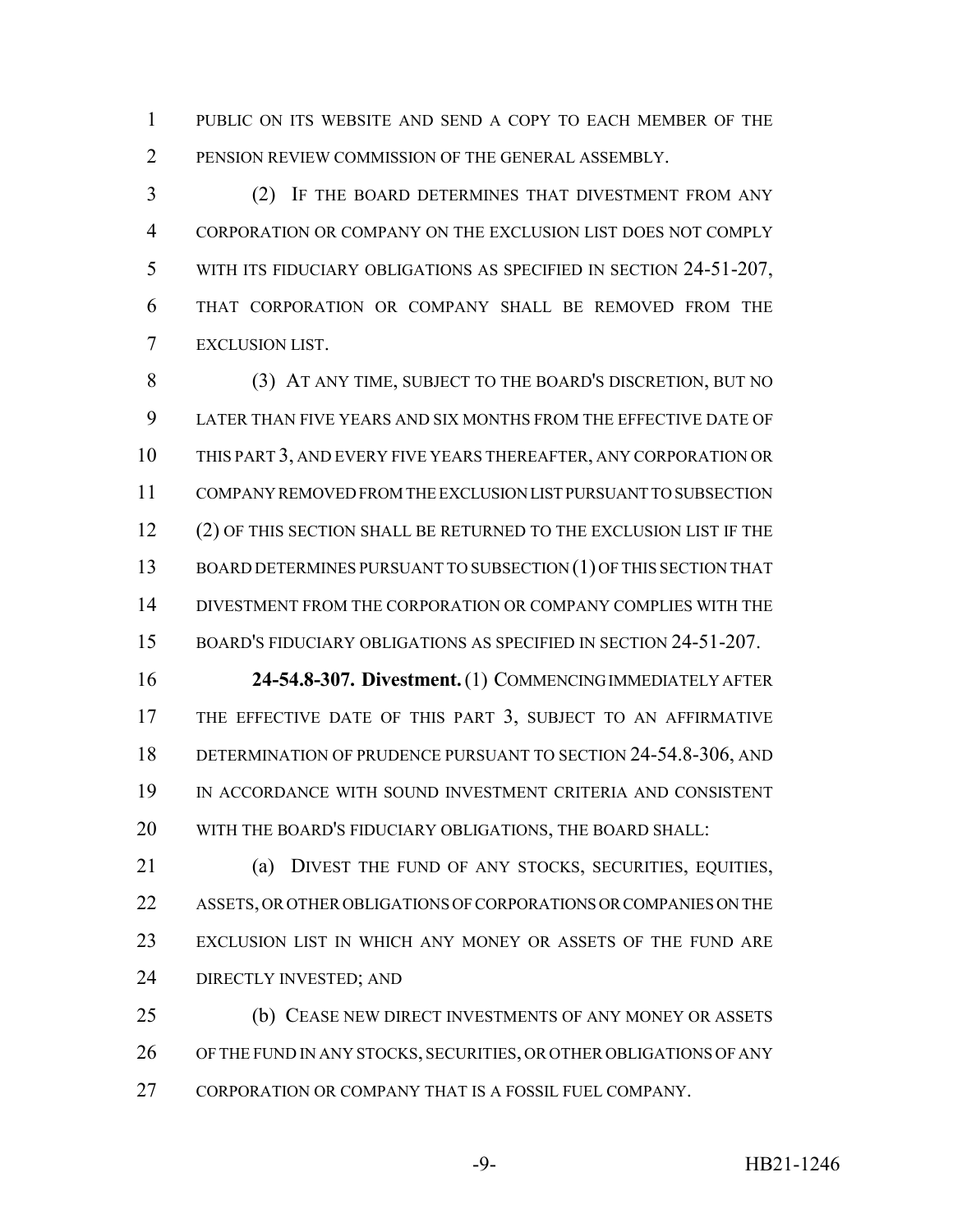PUBLIC ON ITS WEBSITE AND SEND A COPY TO EACH MEMBER OF THE PENSION REVIEW COMMISSION OF THE GENERAL ASSEMBLY.

(2) IF THE BOARD DETERMINES THAT DIVESTMENT FROM ANY CORPORATION OR COMPANY ON THE EXCLUSION LIST DOES NOT COMPLY WITH ITS FIDUCIARY OBLIGATIONS AS SPECIFIED IN SECTION 24-51-207, THAT CORPORATION OR COMPANY SHALL BE REMOVED FROM THE EXCLUSION LIST.

(3) AT ANY TIME, SUBJECT TO THE BOARD'S DISCRETION, BUT NO LATER THAN FIVE YEARS AND SIX MONTHS FROM THE EFFECTIVE DATE OF THIS PART 3, AND EVERY FIVE YEARS THEREAFTER, ANY CORPORATION OR COMPANY REMOVED FROM THE EXCLUSION LIST PURSUANT TO SUBSECTION (2) OF THIS SECTION SHALL BE RETURNED TO THE EXCLUSION LIST IF THE BOARD DETERMINES PURSUANT TO SUBSECTION (1) OF THIS SECTION THAT DIVESTMENT FROM THE CORPORATION OR COMPANY COMPLIES WITH THE BOARD'S FIDUCIARY OBLIGATIONS AS SPECIFIED IN SECTION 24-51-207.

**24-54.8-307. Divestment.** (1) COMMENCING IMMEDIATELY AFTER THE EFFECTIVE DATE OF THIS PART 3, SUBJECT TO AN AFFIRMATIVE DETERMINATION OF PRUDENCE PURSUANT TO SECTION 24-54.8-306, AND IN ACCORDANCE WITH SOUND INVESTMENT CRITERIA AND CONSISTENT WITH THE BOARD'S FIDUCIARY OBLIGATIONS, THE BOARD SHALL:

(a) DIVEST THE FUND OF ANY STOCKS, SECURITIES, EQUITIES, ASSETS, OR OTHER OBLIGATIONS OF CORPORATIONS OR COMPANIES ON THE EXCLUSION LIST IN WHICH ANY MONEY OR ASSETS OF THE FUND ARE DIRECTLY INVESTED; AND

(b) CEASE NEW DIRECT INVESTMENTS OF ANY MONEY OR ASSETS OF THE FUND IN ANY STOCKS, SECURITIES, OR OTHER OBLIGATIONS OF ANY CORPORATION OR COMPANY THAT IS A FOSSIL FUEL COMPANY.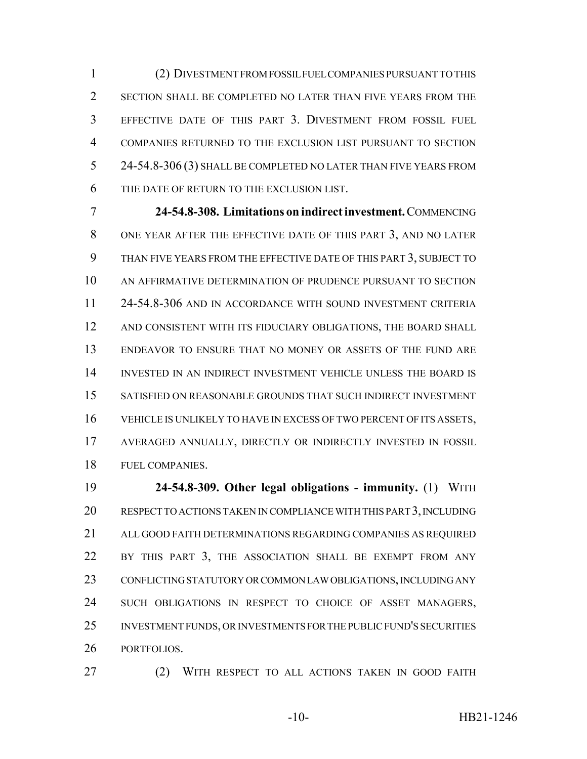(2) DIVESTMENT FROM FOSSIL FUEL COMPANIES PURSUANT TO THIS SECTION SHALL BE COMPLETED NO LATER THAN FIVE YEARS FROM THE EFFECTIVE DATE OF THIS PART 3. DIVESTMENT FROM FOSSIL FUEL COMPANIES RETURNED TO THE EXCLUSION LIST PURSUANT TO SECTION 24-54.8-306 (3) SHALL BE COMPLETED NO LATER THAN FIVE YEARS FROM THE DATE OF RETURN TO THE EXCLUSION LIST.

**24-54.8-308. Limitations on indirect investment.** COMMENCING ONE YEAR AFTER THE EFFECTIVE DATE OF THIS PART 3, AND NO LATER THAN FIVE YEARS FROM THE EFFECTIVE DATE OF THIS PART 3, SUBJECT TO AN AFFIRMATIVE DETERMINATION OF PRUDENCE PURSUANT TO SECTION 24-54.8-306 AND IN ACCORDANCE WITH SOUND INVESTMENT CRITERIA AND CONSISTENT WITH ITS FIDUCIARY OBLIGATIONS, THE BOARD SHALL ENDEAVOR TO ENSURE THAT NO MONEY OR ASSETS OF THE FUND ARE INVESTED IN AN INDIRECT INVESTMENT VEHICLE UNLESS THE BOARD IS SATISFIED ON REASONABLE GROUNDS THAT SUCH INDIRECT INVESTMENT VEHICLE IS UNLIKELY TO HAVE IN EXCESS OF TWO PERCENT OF ITS ASSETS, AVERAGED ANNUALLY, DIRECTLY OR INDIRECTLY INVESTED IN FOSSIL FUEL COMPANIES.

**24-54.8-309. Other legal obligations - immunity.** (1) WITH RESPECT TO ACTIONS TAKEN IN COMPLIANCE WITH THIS PART 3, INCLUDING ALL GOOD FAITH DETERMINATIONS REGARDING COMPANIES AS REQUIRED BY THIS PART 3, THE ASSOCIATION SHALL BE EXEMPT FROM ANY CONFLICTING STATUTORY OR COMMON LAW OBLIGATIONS, INCLUDING ANY SUCH OBLIGATIONS IN RESPECT TO CHOICE OF ASSET MANAGERS, INVESTMENT FUNDS, OR INVESTMENTS FOR THE PUBLIC FUND'S SECURITIES PORTFOLIOS.

(2) WITH RESPECT TO ALL ACTIONS TAKEN IN GOOD FAITH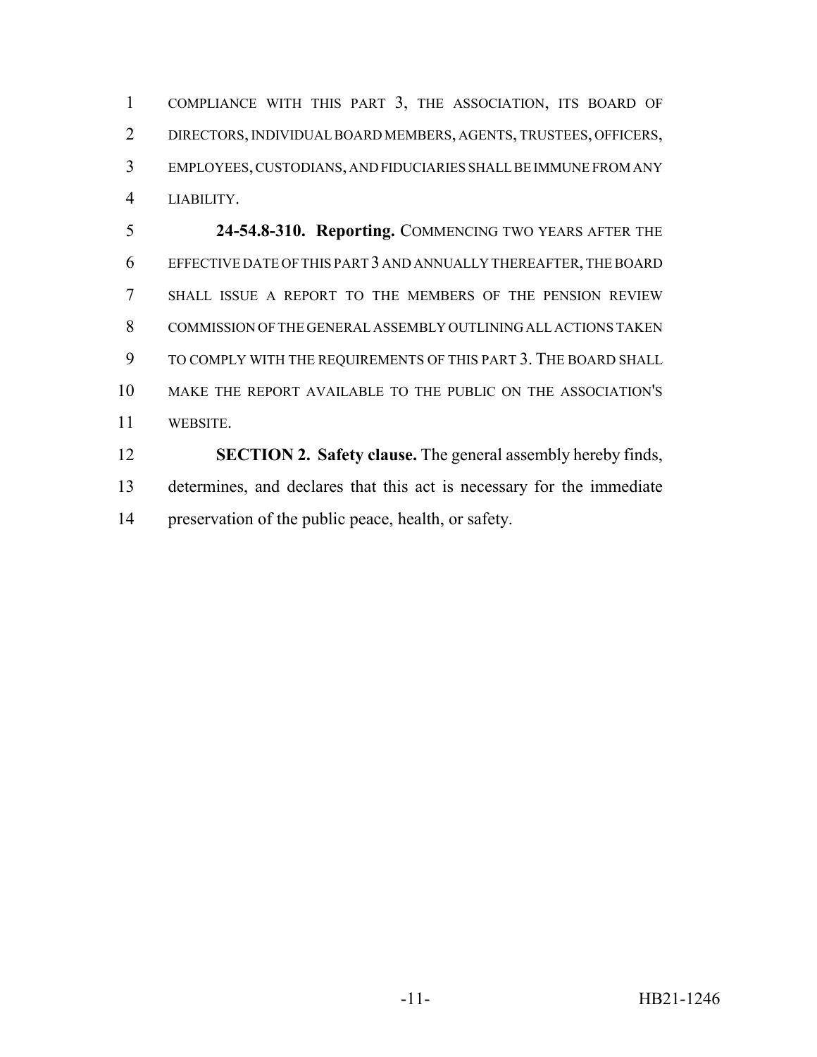COMPLIANCE WITH THIS PART 3, THE ASSOCIATION, ITS BOARD OF DIRECTORS, INDIVIDUAL BOARD MEMBERS, AGENTS, TRUSTEES, OFFICERS, EMPLOYEES, CUSTODIANS, AND FIDUCIARIES SHALL BE IMMUNE FROM ANY LIABILITY.

**24-54.8-310. Reporting.** COMMENCING TWO YEARS AFTER THE EFFECTIVE DATE OF THIS PART 3 AND ANNUALLY THEREAFTER, THE BOARD SHALL ISSUE A REPORT TO THE MEMBERS OF THE PENSION REVIEW COMMISSION OF THE GENERAL ASSEMBLY OUTLINING ALL ACTIONS TAKEN TO COMPLY WITH THE REQUIREMENTS OF THIS PART 3. THE BOARD SHALL MAKE THE REPORT AVAILABLE TO THE PUBLIC ON THE ASSOCIATION'S WEBSITE.

**SECTION 2. Safety clause.** The general assembly hereby finds, determines, and declares that this act is necessary for the immediate preservation of the public peace, health, or safety.